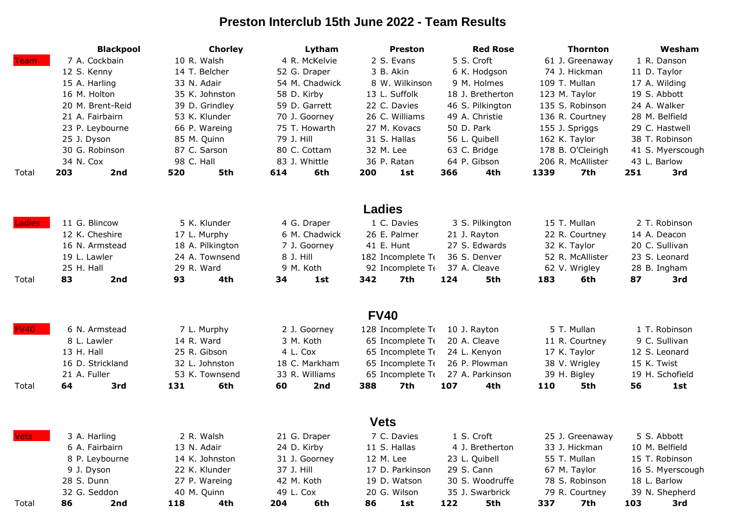# Preston Interclub 15th June 2022 - Team Results

| | Blackpool | Chorley | Lytham | Preston | Red Rose | Thornton | Wesham |
|---|---|---|---|---|---|---|---|
| Team | 7 A. Cockbain | 10 R. Walsh | 4 R. McKelvie | 2 S. Evans | 5 S. Croft | 61 J. Greenaway | 1 R. Danson |
| | 12 S. Kenny | 14 T. Belcher | 52 G. Draper | 3 B. Akin | 6 K. Hodgson | 74 J. Hickman | 11 D. Taylor |
| | 15 A. Harling | 33 N. Adair | 54 M. Chadwick | 8 W. Wilkinson | 9 M. Holmes | 109 T. Mullan | 17 A. Wilding |
| | 16 M. Holton | 35 K. Johnston | 58 D. Kirby | 13 L. Suffolk | 18 J. Bretherton | 123 M. Taylor | 19 S. Abbott |
| | 20 M. Brent-Reid | 39 D. Grindley | 59 D. Garrett | 22 C. Davies | 46 S. Pilkington | 135 S. Robinson | 24 A. Walker |
| | 21 A. Fairbairn | 53 K. Klunder | 70 J. Goorney | 26 C. Williams | 49 A. Christie | 136 R. Courtney | 28 M. Belfield |
| | 23 P. Leybourne | 66 P. Wareing | 75 T. Howarth | 27 M. Kovacs | 50 D. Park | 155 J. Spriggs | 29 C. Hastwell |
| | 25 J. Dyson | 85 M. Quinn | 79 J. Hill | 31 S. Hallas | 56 L. Quibell | 162 K. Taylor | 38 T. Robinson |
| | 30 G. Robinson | 87 C. Sarson | 80 C. Cottam | 32 M. Lee | 63 C. Bridge | 178 B. O'Cleirigh | 41 S. Myerscough |
| | 34 N. Cox | 98 C. Hall | 83 J. Whittle | 36 P. Ratan | 64 P. Gibson | 206 R. McAllister | 43 L. Barlow |
| Total | **203 2nd** | **520 5th** | **614 6th** | **200 1st** | **366 4th** | **1339 7th** | **251 3rd** |

## Ladies

| | Blackpool | Chorley | Lytham | Preston | Red Rose | Thornton | Wesham |
|---|---|---|---|---|---|---|---|
| Ladies | 11 G. Blincow | 5 K. Klunder | 4 G. Draper | 1 C. Davies | 3 S. Pilkington | 15 T. Mullan | 2 T. Robinson |
| | 12 K. Cheshire | 17 L. Murphy | 6 M. Chadwick | 26 E. Palmer | 21 J. Rayton | 22 R. Courtney | 14 A. Deacon |
| | 16 N. Armstead | 18 A. Pilkington | 7 J. Goorney | 41 E. Hunt | 27 S. Edwards | 32 K. Taylor | 20 C. Sullivan |
| | 19 L. Lawler | 24 A. Townsend | 8 J. Hill | 182 Incomplete Te | 36 S. Denver | 52 R. McAllister | 23 S. Leonard |
| | 25 H. Hall | 29 R. Ward | 9 M. Koth | 92 Incomplete Te | 37 A. Cleave | 62 V. Wrigley | 28 B. Ingham |
| Total | **83 2nd** | **93 4th** | **34 1st** | **342 7th** | **124 5th** | **183 6th** | **87 3rd** |

## FV40

| | Blackpool | Chorley | Lytham | Preston | Red Rose | Thornton | Wesham |
|---|---|---|---|---|---|---|---|
| FV40 | 6 N. Armstead | 7 L. Murphy | 2 J. Goorney | 128 Incomplete Te | 10 J. Rayton | 5 T. Mullan | 1 T. Robinson |
| | 8 L. Lawler | 14 R. Ward | 3 M. Koth | 65 Incomplete Te | 20 A. Cleave | 11 R. Courtney | 9 C. Sullivan |
| | 13 H. Hall | 25 R. Gibson | 4 L. Cox | 65 Incomplete Te | 24 L. Kenyon | 17 K. Taylor | 12 S. Leonard |
| | 16 D. Strickland | 32 L. Johnston | 18 C. Markham | 65 Incomplete Te | 26 P. Plowman | 38 V. Wrigley | 15 K. Twist |
| | 21 A. Fuller | 53 K. Townsend | 33 R. Williams | 65 Incomplete Te | 27 A. Parkinson | 39 H. Bigley | 19 H. Schofield |
| Total | **64 3rd** | **131 6th** | **60 2nd** | **388 7th** | **107 4th** | **110 5th** | **56 1st** |

## Vets

| | Blackpool | Chorley | Lytham | Preston | Red Rose | Thornton | Wesham |
|---|---|---|---|---|---|---|---|
| Vets | 3 A. Harling | 2 R. Walsh | 21 G. Draper | 7 C. Davies | 1 S. Croft | 25 J. Greenaway | 5 S. Abbott |
| | 6 A. Fairbairn | 13 N. Adair | 24 D. Kirby | 11 S. Hallas | 4 J. Bretherton | 33 J. Hickman | 10 M. Belfield |
| | 8 P. Leybourne | 14 K. Johnston | 31 J. Goorney | 12 M. Lee | 23 L. Quibell | 55 T. Mullan | 15 T. Robinson |
| | 9 J. Dyson | 22 K. Klunder | 37 J. Hill | 17 D. Parkinson | 29 S. Cann | 67 M. Taylor | 16 S. Myerscough |
| | 28 S. Dunn | 27 P. Wareing | 42 M. Koth | 19 D. Watson | 30 S. Woodruffe | 78 S. Robinson | 18 L. Barlow |
| | 32 G. Seddon | 40 M. Quinn | 49 L. Cox | 20 G. Wilson | 35 J. Swarbrick | 79 R. Courtney | 39 N. Shepherd |
| Total | **86 2nd** | **118 4th** | **204 6th** | **86 1st** | **122 5th** | **337 7th** | **103 3rd** |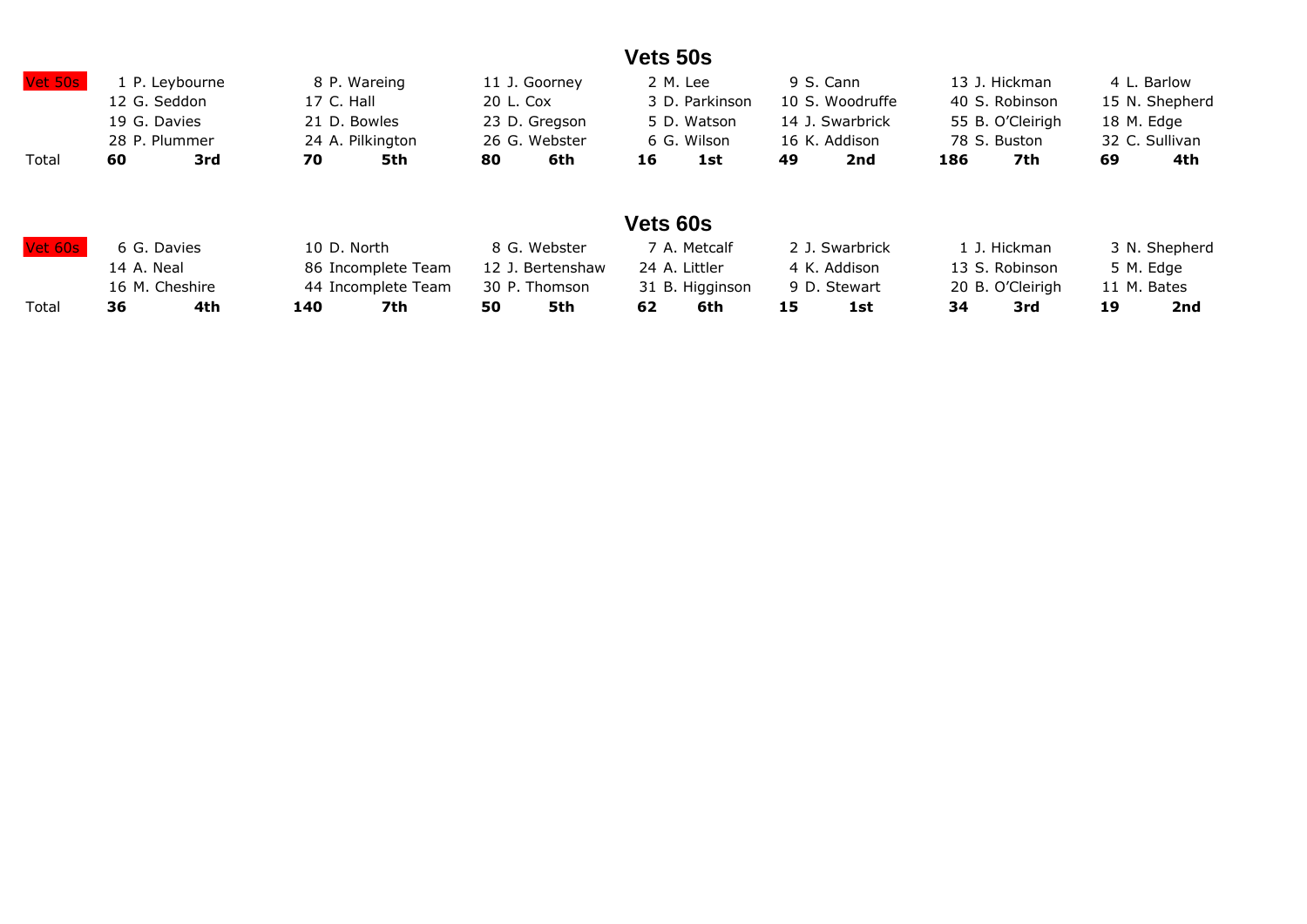## Vets 50s

| | | | | | | | | | | | | | | |
|---|---|---|---|---|---|---|---|---|---|---|---|---|---|---|
| Vet 50s | 1 P. Leybourne | | 8 P. Wareing | | 11 J. Goorney | | 2 M. Lee | | 9 S. Cann | | 13 J. Hickman | | 4 L. Barlow | |
| | 12 G. Seddon | | 17 C. Hall | | 20 L. Cox | | 3 D. Parkinson | | 10 S. Woodruffe | | 40 S. Robinson | | 15 N. Shepherd | |
| | 19 G. Davies | | 21 D. Bowles | | 23 D. Gregson | | 5 D. Watson | | 14 J. Swarbrick | | 55 B. O'Cleirigh | | 18 M. Edge | |
| | 28 P. Plummer | | 24 A. Pilkington | | 26 G. Webster | | 6 G. Wilson | | 16 K. Addison | | 78 S. Buston | | 32 C. Sullivan | |
| Total | **60** | **3rd** | **70** | **5th** | **80** | **6th** | **16** | **1st** | **49** | **2nd** | **186** | **7th** | **69** | **4th** |

## Vets 60s

| | | | | | | | | | | | | | | |
|---|---|---|---|---|---|---|---|---|---|---|---|---|---|---|
| Vet 60s | 6 G. Davies | | 10 D. North | | 8 G. Webster | | 7 A. Metcalf | | 2 J. Swarbrick | | 1 J. Hickman | | 3 N. Shepherd | |
| | 14 A. Neal | | 86 Incomplete Team | | 12 J. Bertenshaw | | 24 A. Littler | | 4 K. Addison | | 13 S. Robinson | | 5 M. Edge | |
| | 16 M. Cheshire | | 44 Incomplete Team | | 30 P. Thomson | | 31 B. Higginson | | 9 D. Stewart | | 20 B. O'Cleirigh | | 11 M. Bates | |
| Total | **36** | **4th** | **140** | **7th** | **50** | **5th** | **62** | **6th** | **15** | **1st** | **34** | **3rd** | **19** | **2nd** |